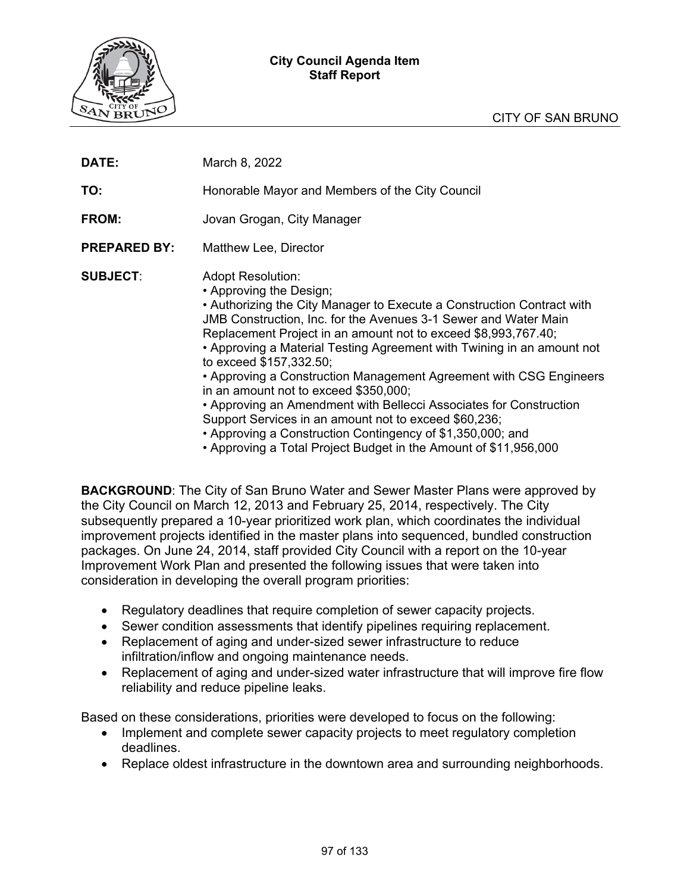**City Council Agenda Item**
**Staff Report**

CITY OF SAN BRUNO

**DATE:** March 8, 2022

**TO:** Honorable Mayor and Members of the City Council

**FROM:** Jovan Grogan, City Manager

**PREPARED BY:** Matthew Lee, Director

**SUBJECT:** Adopt Resolution:
• Approving the Design;
• Authorizing the City Manager to Execute a Construction Contract with JMB Construction, Inc. for the Avenues 3-1 Sewer and Water Main Replacement Project in an amount not to exceed $8,993,767.40;
• Approving a Material Testing Agreement with Twining in an amount not to exceed $157,332.50;
• Approving a Construction Management Agreement with CSG Engineers in an amount not to exceed $350,000;
• Approving an Amendment with Bellecci Associates for Construction Support Services in an amount not to exceed $60,236;
• Approving a Construction Contingency of $1,350,000; and
• Approving a Total Project Budget in the Amount of $11,956,000

**BACKGROUND**: The City of San Bruno Water and Sewer Master Plans were approved by the City Council on March 12, 2013 and February 25, 2014, respectively. The City subsequently prepared a 10-year prioritized work plan, which coordinates the individual improvement projects identified in the master plans into sequenced, bundled construction packages. On June 24, 2014, staff provided City Council with a report on the 10-year Improvement Work Plan and presented the following issues that were taken into consideration in developing the overall program priorities:

- Regulatory deadlines that require completion of sewer capacity projects.
- Sewer condition assessments that identify pipelines requiring replacement.
- Replacement of aging and under-sized sewer infrastructure to reduce infiltration/inflow and ongoing maintenance needs.
- Replacement of aging and under-sized water infrastructure that will improve fire flow reliability and reduce pipeline leaks.

Based on these considerations, priorities were developed to focus on the following:

- Implement and complete sewer capacity projects to meet regulatory completion deadlines.
- Replace oldest infrastructure in the downtown area and surrounding neighborhoods.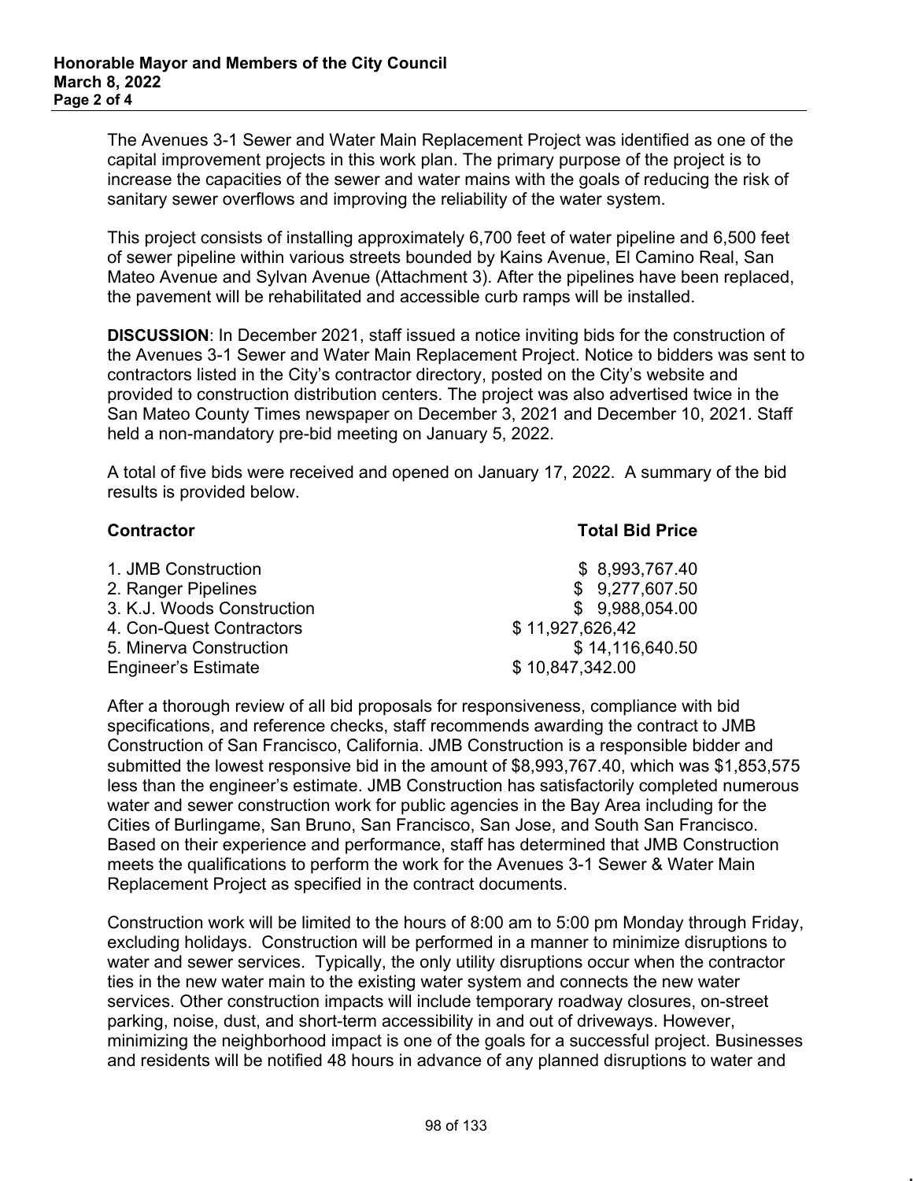The Avenues 3-1 Sewer and Water Main Replacement Project was identified as one of the capital improvement projects in this work plan. The primary purpose of the project is to increase the capacities of the sewer and water mains with the goals of reducing the risk of sanitary sewer overflows and improving the reliability of the water system.

This project consists of installing approximately 6,700 feet of water pipeline and 6,500 feet of sewer pipeline within various streets bounded by Kains Avenue, El Camino Real, San Mateo Avenue and Sylvan Avenue (Attachment 3). After the pipelines have been replaced, the pavement will be rehabilitated and accessible curb ramps will be installed.

**DISCUSSION**: In December 2021, staff issued a notice inviting bids for the construction of the Avenues 3-1 Sewer and Water Main Replacement Project. Notice to bidders was sent to contractors listed in the City's contractor directory, posted on the City's website and provided to construction distribution centers. The project was also advertised twice in the San Mateo County Times newspaper on December 3, 2021 and December 10, 2021. Staff held a non-mandatory pre-bid meeting on January 5, 2022.

A total of five bids were received and opened on January 17, 2022. A summary of the bid results is provided below.

| Contractor | Total Bid Price |
|---|---|
| 1. JMB Construction | $ 8,993,767.40 |
| 2. Ranger Pipelines | $ 9,277,607.50 |
| 3. K.J. Woods Construction | $ 9,988,054.00 |
| 4. Con-Quest Contractors | $ 11,927,626,42 |
| 5. Minerva Construction | $ 14,116,640.50 |
| Engineer's Estimate | $ 10,847,342.00 |

After a thorough review of all bid proposals for responsiveness, compliance with bid specifications, and reference checks, staff recommends awarding the contract to JMB Construction of San Francisco, California. JMB Construction is a responsible bidder and submitted the lowest responsive bid in the amount of $8,993,767.40, which was $1,853,575 less than the engineer's estimate. JMB Construction has satisfactorily completed numerous water and sewer construction work for public agencies in the Bay Area including for the Cities of Burlingame, San Bruno, San Francisco, San Jose, and South San Francisco. Based on their experience and performance, staff has determined that JMB Construction meets the qualifications to perform the work for the Avenues 3-1 Sewer & Water Main Replacement Project as specified in the contract documents.

Construction work will be limited to the hours of 8:00 am to 5:00 pm Monday through Friday, excluding holidays. Construction will be performed in a manner to minimize disruptions to water and sewer services. Typically, the only utility disruptions occur when the contractor ties in the new water main to the existing water system and connects the new water services. Other construction impacts will include temporary roadway closures, on-street parking, noise, dust, and short-term accessibility in and out of driveways. However, minimizing the neighborhood impact is one of the goals for a successful project. Businesses and residents will be notified 48 hours in advance of any planned disruptions to water and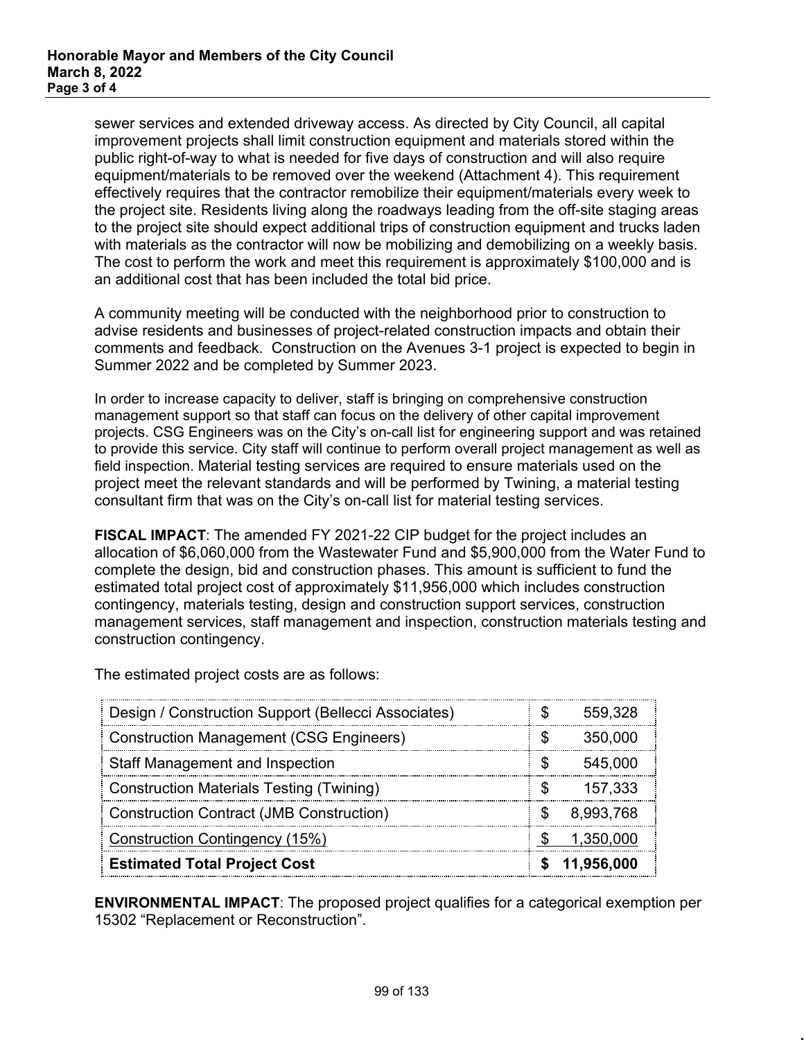sewer services and extended driveway access. As directed by City Council, all capital improvement projects shall limit construction equipment and materials stored within the public right-of-way to what is needed for five days of construction and will also require equipment/materials to be removed over the weekend (Attachment 4). This requirement effectively requires that the contractor remobilize their equipment/materials every week to the project site. Residents living along the roadways leading from the off-site staging areas to the project site should expect additional trips of construction equipment and trucks laden with materials as the contractor will now be mobilizing and demobilizing on a weekly basis. The cost to perform the work and meet this requirement is approximately $100,000 and is an additional cost that has been included the total bid price.

A community meeting will be conducted with the neighborhood prior to construction to advise residents and businesses of project-related construction impacts and obtain their comments and feedback. Construction on the Avenues 3-1 project is expected to begin in Summer 2022 and be completed by Summer 2023.

In order to increase capacity to deliver, staff is bringing on comprehensive construction management support so that staff can focus on the delivery of other capital improvement projects. CSG Engineers was on the City's on-call list for engineering support and was retained to provide this service. City staff will continue to perform overall project management as well as field inspection. Material testing services are required to ensure materials used on the project meet the relevant standards and will be performed by Twining, a material testing consultant firm that was on the City's on-call list for material testing services.

**FISCAL IMPACT**: The amended FY 2021-22 CIP budget for the project includes an allocation of $6,060,000 from the Wastewater Fund and $5,900,000 from the Water Fund to complete the design, bid and construction phases. This amount is sufficient to fund the estimated total project cost of approximately $11,956,000 which includes construction contingency, materials testing, design and construction support services, construction management services, staff management and inspection, construction materials testing and construction contingency.

The estimated project costs are as follows:

| Item | Cost |
|---|---|
| Design / Construction Support (Bellecci Associates) | $ 559,328 |
| Construction Management (CSG Engineers) | $ 350,000 |
| Staff Management and Inspection | $ 545,000 |
| Construction Materials Testing (Twining) | $ 157,333 |
| Construction Contract (JMB Construction) | $ 8,993,768 |
| Construction Contingency (15%) | $ 1,350,000 |
| **Estimated Total Project Cost** | **$ 11,956,000** |

**ENVIRONMENTAL IMPACT**: The proposed project qualifies for a categorical exemption per 15302 "Replacement or Reconstruction".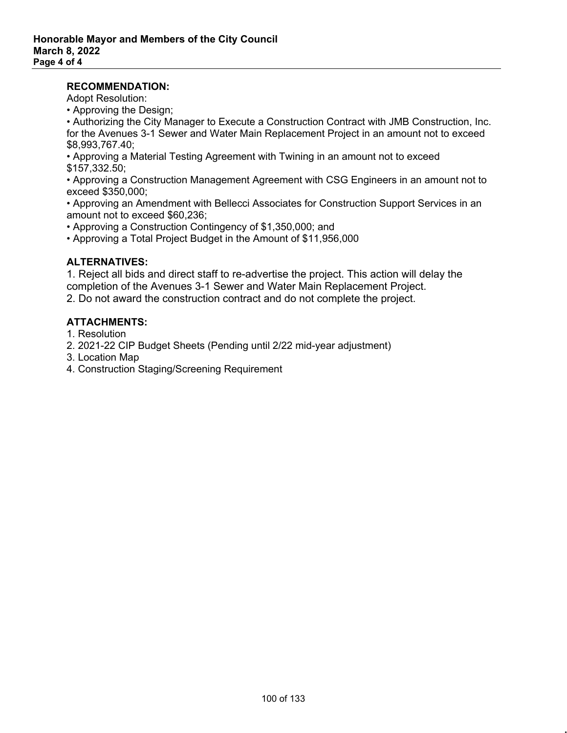**RECOMMENDATION:**

Adopt Resolution:

- Approving the Design;
- Authorizing the City Manager to Execute a Construction Contract with JMB Construction, Inc. for the Avenues 3-1 Sewer and Water Main Replacement Project in an amount not to exceed $8,993,767.40;
- Approving a Material Testing Agreement with Twining in an amount not to exceed $157,332.50;
- Approving a Construction Management Agreement with CSG Engineers in an amount not to exceed $350,000;
- Approving an Amendment with Bellecci Associates for Construction Support Services in an amount not to exceed $60,236;
- Approving a Construction Contingency of $1,350,000; and
- Approving a Total Project Budget in the Amount of $11,956,000

**ALTERNATIVES:**

1. Reject all bids and direct staff to re-advertise the project. This action will delay the completion of the Avenues 3-1 Sewer and Water Main Replacement Project.
2. Do not award the construction contract and do not complete the project.

**ATTACHMENTS:**

1. Resolution
2. 2021-22 CIP Budget Sheets (Pending until 2/22 mid-year adjustment)
3. Location Map
4. Construction Staging/Screening Requirement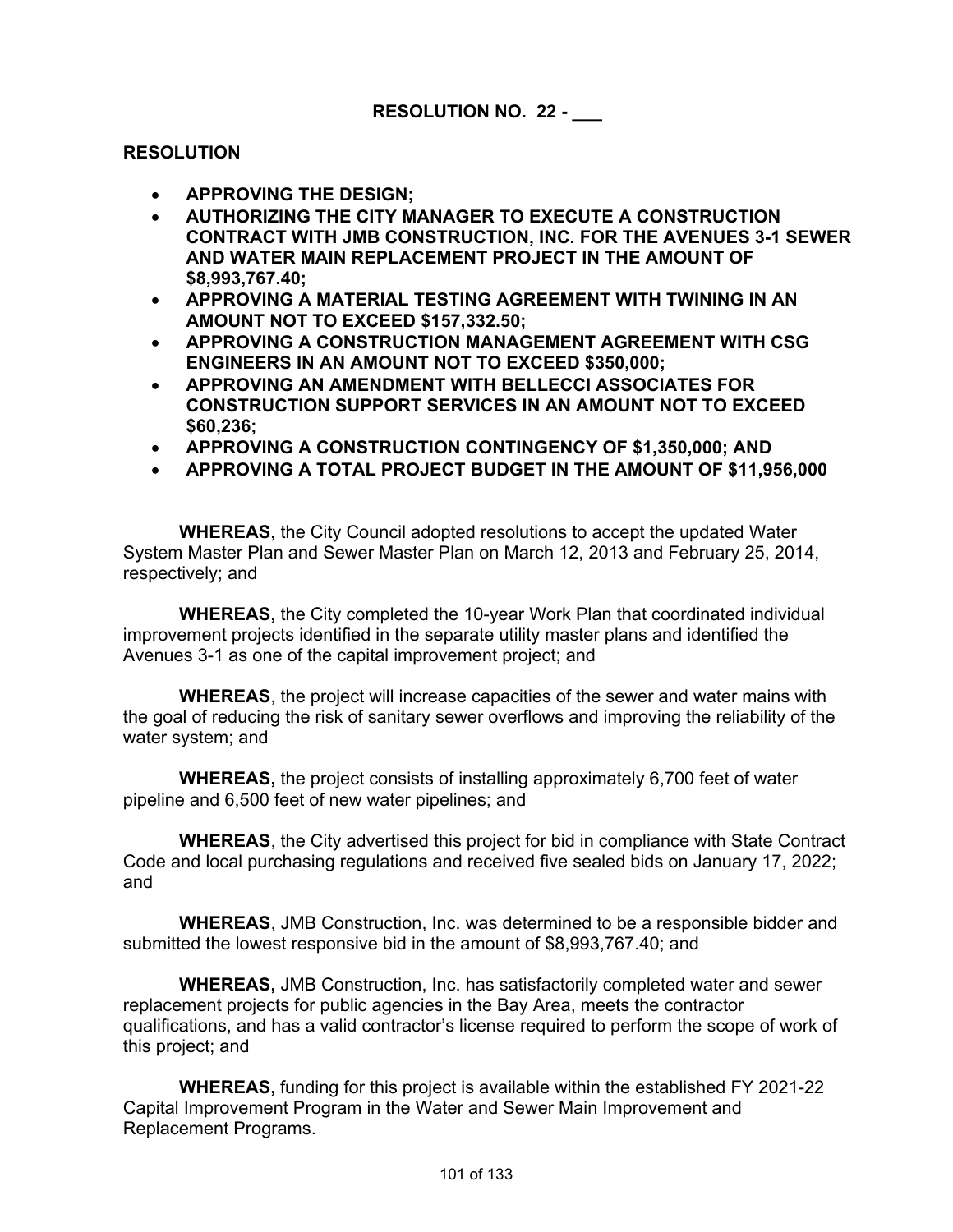**RESOLUTION NO. 22 - ___**

**RESOLUTION**

- **APPROVING THE DESIGN;**
- **AUTHORIZING THE CITY MANAGER TO EXECUTE A CONSTRUCTION CONTRACT WITH JMB CONSTRUCTION, INC. FOR THE AVENUES 3-1 SEWER AND WATER MAIN REPLACEMENT PROJECT IN THE AMOUNT OF $8,993,767.40;**
- **APPROVING A MATERIAL TESTING AGREEMENT WITH TWINING IN AN AMOUNT NOT TO EXCEED $157,332.50;**
- **APPROVING A CONSTRUCTION MANAGEMENT AGREEMENT WITH CSG ENGINEERS IN AN AMOUNT NOT TO EXCEED $350,000;**
- **APPROVING AN AMENDMENT WITH BELLECCI ASSOCIATES FOR CONSTRUCTION SUPPORT SERVICES IN AN AMOUNT NOT TO EXCEED $60,236;**
- **APPROVING A CONSTRUCTION CONTINGENCY OF $1,350,000; AND**
- **APPROVING A TOTAL PROJECT BUDGET IN THE AMOUNT OF $11,956,000**

**WHEREAS,** the City Council adopted resolutions to accept the updated Water System Master Plan and Sewer Master Plan on March 12, 2013 and February 25, 2014, respectively; and

**WHEREAS,** the City completed the 10-year Work Plan that coordinated individual improvement projects identified in the separate utility master plans and identified the Avenues 3-1 as one of the capital improvement project; and

**WHEREAS**, the project will increase capacities of the sewer and water mains with the goal of reducing the risk of sanitary sewer overflows and improving the reliability of the water system; and

**WHEREAS,** the project consists of installing approximately 6,700 feet of water pipeline and 6,500 feet of new water pipelines; and

**WHEREAS**, the City advertised this project for bid in compliance with State Contract Code and local purchasing regulations and received five sealed bids on January 17, 2022; and

**WHEREAS**, JMB Construction, Inc. was determined to be a responsible bidder and submitted the lowest responsive bid in the amount of $8,993,767.40; and

**WHEREAS,** JMB Construction, Inc. has satisfactorily completed water and sewer replacement projects for public agencies in the Bay Area, meets the contractor qualifications, and has a valid contractor's license required to perform the scope of work of this project; and

**WHEREAS,** funding for this project is available within the established FY 2021-22 Capital Improvement Program in the Water and Sewer Main Improvement and Replacement Programs.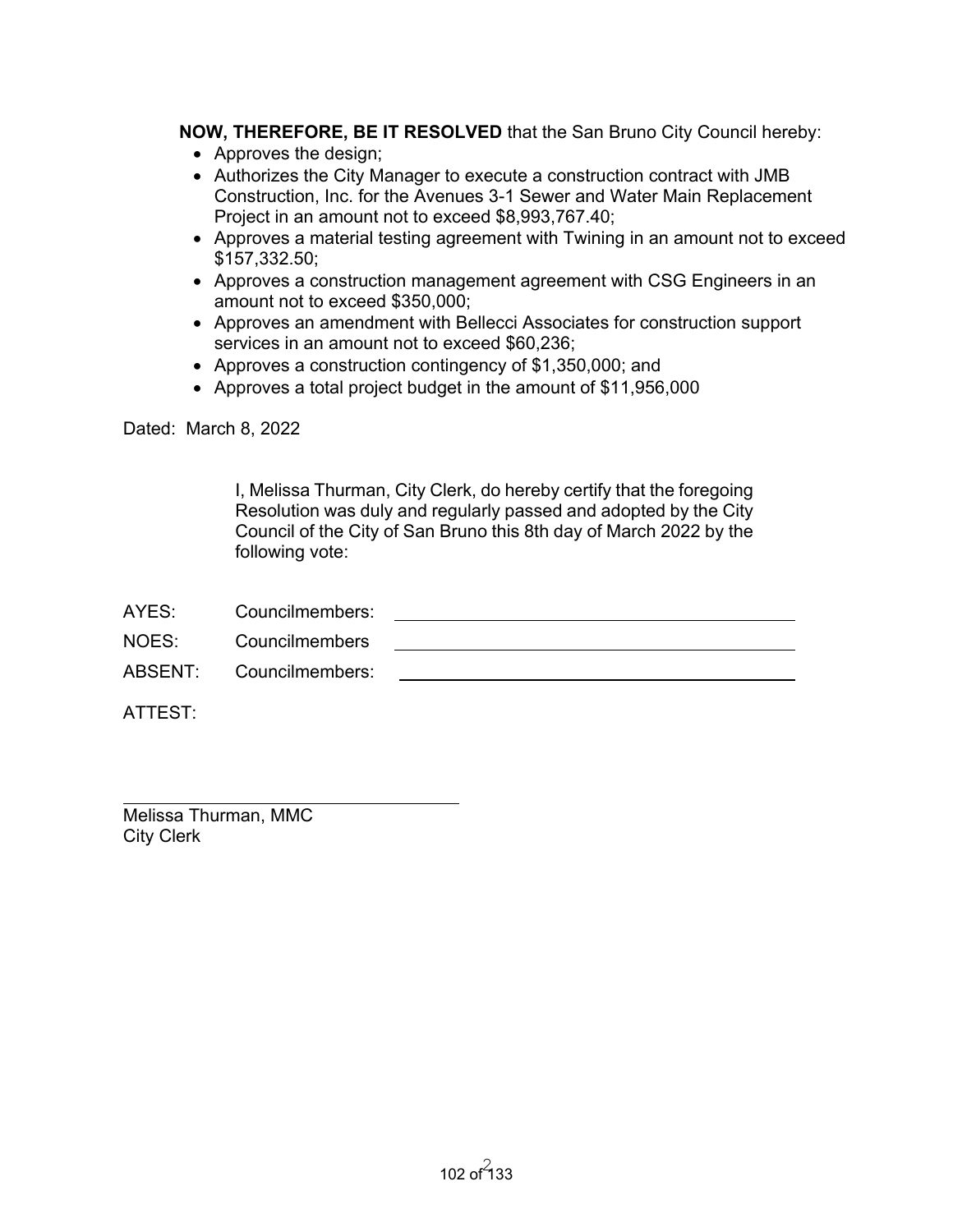**NOW, THEREFORE, BE IT RESOLVED** that the San Bruno City Council hereby:

- Approves the design;
- Authorizes the City Manager to execute a construction contract with JMB Construction, Inc. for the Avenues 3-1 Sewer and Water Main Replacement Project in an amount not to exceed $8,993,767.40;
- Approves a material testing agreement with Twining in an amount not to exceed $157,332.50;
- Approves a construction management agreement with CSG Engineers in an amount not to exceed $350,000;
- Approves an amendment with Bellecci Associates for construction support services in an amount not to exceed $60,236;
- Approves a construction contingency of $1,350,000; and
- Approves a total project budget in the amount of $11,956,000

Dated: March 8, 2022

I, Melissa Thurman, City Clerk, do hereby certify that the foregoing Resolution was duly and regularly passed and adopted by the City Council of the City of San Bruno this 8th day of March 2022 by the following vote:

AYES: Councilmembers: ______________________________

NOES: Councilmembers ______________________________

ABSENT: Councilmembers: ______________________________

ATTEST:

______________________________
Melissa Thurman, MMC
City Clerk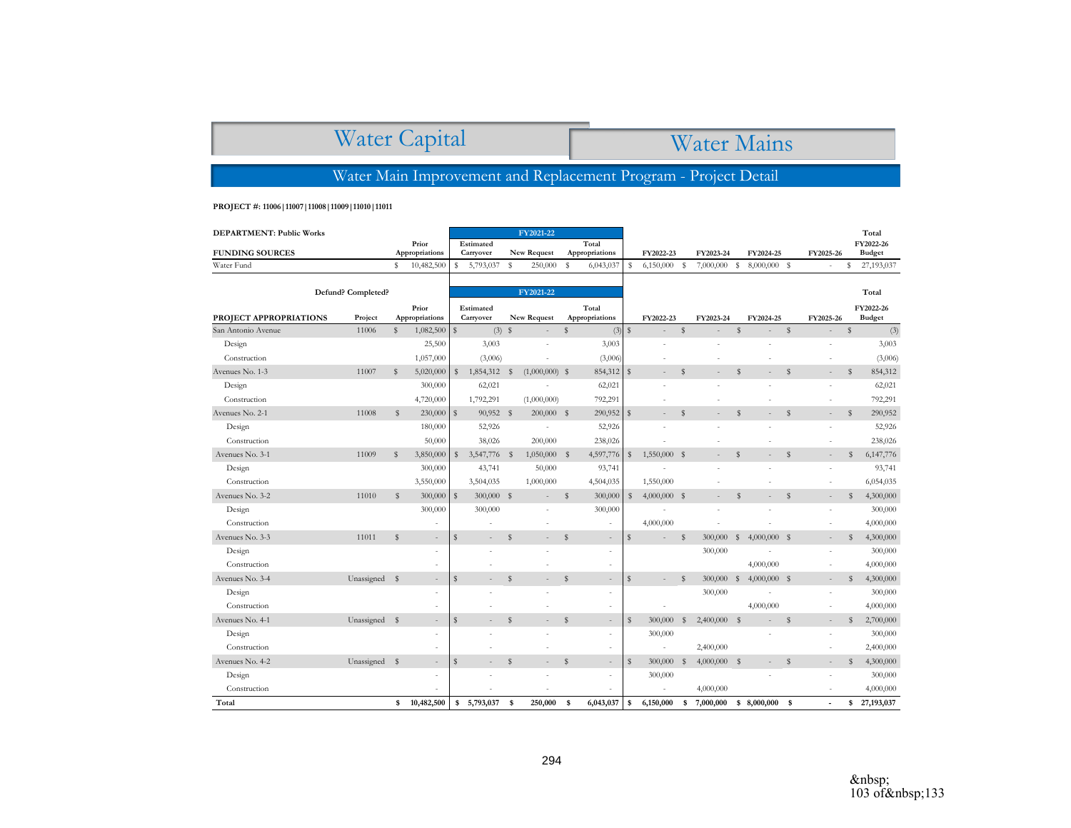# Water Capital

# Water Mains

## Water Main Improvement and Replacement Program - Project Detail

**PROJECT #: 11006 | 11007 | 11008 | 11009 | 11010 | 11011**

**DEPARTMENT: Public Works**

| FUNDING SOURCES | Prior Appropriations | FY2021-22 Estimated Carryover | FY2021-22 New Request | FY2021-22 Total Appropriations | FY2022-23 | FY2023-24 | FY2024-25 | FY2025-26 | Total FY2022-26 Budget |
|---|---|---|---|---|---|---|---|---|---|
| Water Fund | $ 10,482,500 | $ 5,793,037 | $ 250,000 | $ 6,043,037 | $ 6,150,000 | $ 7,000,000 | $ 8,000,000 | $ - | $ 27,193,037 |

| PROJECT APPROPRIATIONS | Defund? Completed? Project | Prior Appropriations | FY2021-22 Estimated Carryover | FY2021-22 New Request | FY2021-22 Total Appropriations | FY2022-23 | FY2023-24 | FY2024-25 | FY2025-26 | Total FY2022-26 Budget |
|---|---|---|---|---|---|---|---|---|---|---|
| San Antonio Avenue | 11006 | $ 1,082,500 | $ (3) | $ - | $ (3) | $ - | $ - | $ - | $ - | $ (3) |
| Design | | 25,500 | 3,003 | - | 3,003 | - | - | - | - | 3,003 |
| Construction | | 1,057,000 | (3,006) | - | (3,006) | - | - | - | - | (3,006) |
| Avenues No. 1-3 | 11007 | $ 5,020,000 | $ 1,854,312 | $ (1,000,000) | $ 854,312 | $ - | $ - | $ - | $ - | $ 854,312 |
| Design | | 300,000 | 62,021 | - | 62,021 | - | - | - | - | 62,021 |
| Construction | | 4,720,000 | 1,792,291 | (1,000,000) | 792,291 | - | - | - | - | 792,291 |
| Avenues No. 2-1 | 11008 | $ 230,000 | $ 90,952 | $ 200,000 | $ 290,952 | $ - | $ - | $ - | $ - | $ 290,952 |
| Design | | 180,000 | 52,926 | - | 52,926 | - | - | - | - | 52,926 |
| Construction | | 50,000 | 38,026 | 200,000 | 238,026 | - | - | - | - | 238,026 |
| Avenues No. 3-1 | 11009 | $ 3,850,000 | $ 3,547,776 | $ 1,050,000 | $ 4,597,776 | $ 1,550,000 | $ - | $ - | $ - | $ 6,147,776 |
| Design | | 300,000 | 43,741 | 50,000 | 93,741 | - | - | - | - | 93,741 |
| Construction | | 3,550,000 | 3,504,035 | 1,000,000 | 4,504,035 | 1,550,000 | - | - | - | 6,054,035 |
| Avenues No. 3-2 | 11010 | $ 300,000 | $ 300,000 | $ - | $ 300,000 | $ 4,000,000 | $ - | $ - | $ - | $ 4,300,000 |
| Design | | 300,000 | 300,000 | - | 300,000 | - | - | - | - | 300,000 |
| Construction | | - | - | - | - | 4,000,000 | - | - | - | 4,000,000 |
| Avenues No. 3-3 | 11011 | $ - | $ - | $ - | $ - | $ - | $ 300,000 | $ 4,000,000 | $ - | $ 4,300,000 |
| Design | | - | - | - | - | | 300,000 | - | - | 300,000 |
| Construction | | - | - | - | - | | | 4,000,000 | - | 4,000,000 |
| Avenues No. 3-4 | Unassigned | $ - | $ - | $ - | $ - | $ - | $ 300,000 | $ 4,000,000 | $ - | $ 4,300,000 |
| Design | | - | - | - | - | | 300,000 | - | - | 300,000 |
| Construction | | - | - | - | - | - | | 4,000,000 | - | 4,000,000 |
| Avenues No. 4-1 | Unassigned | $ - | $ - | $ - | $ - | $ 300,000 | $ 2,400,000 | $ - | $ - | $ 2,700,000 |
| Design | | - | - | - | - | 300,000 | | - | - | 300,000 |
| Construction | | - | - | - | - | - | 2,400,000 | | - | 2,400,000 |
| Avenues No. 4-2 | Unassigned | $ - | $ - | $ - | $ - | $ 300,000 | $ 4,000,000 | $ - | $ - | $ 4,300,000 |
| Design | | - | - | - | - | 300,000 | | - | - | 300,000 |
| Construction | | - | - | - | - | - | 4,000,000 | | - | 4,000,000 |
| **Total** | | **$ 10,482,500** | **$ 5,793,037** | **$ 250,000** | **$ 6,043,037** | **$ 6,150,000** | **$ 7,000,000** | **$ 8,000,000** | **$ -** | **$ 27,193,037** |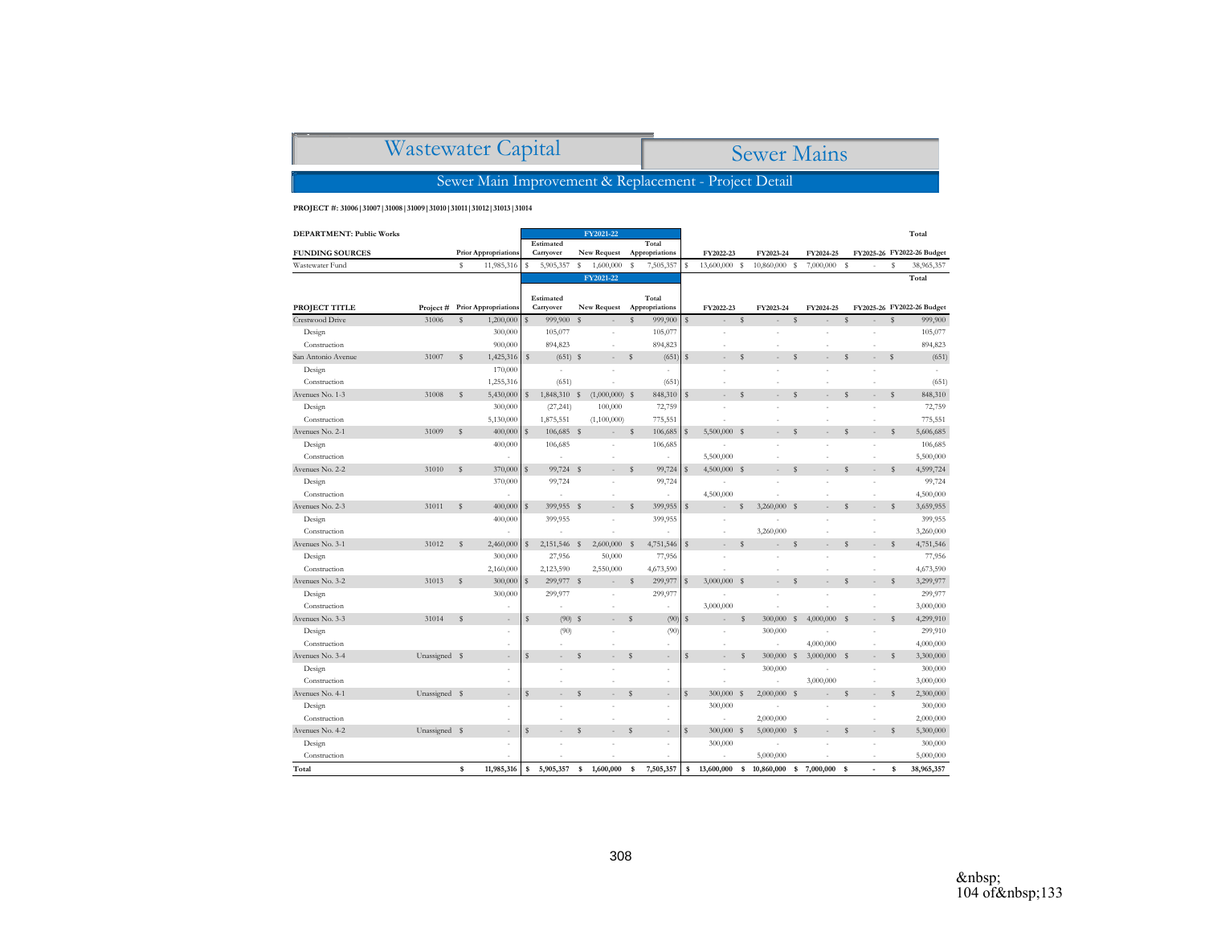# Wastewater Capital

## Sewer Mains

### Sewer Main Improvement & Replacement - Project Detail

**PROJECT #: 31006 | 31007 | 31008 | 31009 | 31010 | 31011 | 31012 | 31013 | 31014**

**DEPARTMENT: Public Works**

| FUNDING SOURCES | Prior Appropriations | FY2021-22 Estimated Carryover | FY2021-22 New Request | FY2021-22 Total Appropriations | FY2022-23 | FY2023-24 | FY2024-25 | FY2025-26 | Total FY2022-26 Budget |
|---|---|---|---|---|---|---|---|---|---|
| Wastewater Fund | $ 11,985,316 | $ 5,905,357 | $ 1,600,000 | $ 7,505,357 | $ 13,600,000 | $ 10,860,000 | $ 7,000,000 | $ - | $ 38,965,357 |

| PROJECT TITLE | Project # | Prior Appropriations | FY2021-22 Estimated Carryover | FY2021-22 New Request | FY2021-22 Total Appropriations | FY2022-23 | FY2023-24 | FY2024-25 | FY2025-26 | Total FY2022-26 Budget |
|---|---|---|---|---|---|---|---|---|---|---|
| Crestwood Drive | 31006 | $ 1,200,000 | $ 999,900 | $ - | $ 999,900 | $ - | $ - | $ - | $ - | $ 999,900 |
| Design | | 300,000 | 105,077 | - | 105,077 | - | - | - | - | 105,077 |
| Construction | | 900,000 | 894,823 | - | 894,823 | - | - | - | - | 894,823 |
| San Antonio Avenue | 31007 | $ 1,425,316 | $ (651) | $ - | $ (651) | $ - | $ - | $ - | $ - | $ (651) |
| Design | | 170,000 | - | - | - | - | - | - | - | - |
| Construction | | 1,255,316 | (651) | - | (651) | - | - | - | - | (651) |
| Avenues No. 1-3 | 31008 | $ 5,430,000 | $ 1,848,310 | $ (1,000,000) | $ 848,310 | $ - | $ - | $ - | $ - | $ 848,310 |
| Design | | 300,000 | (27,241) | 100,000 | 72,759 | - | - | - | - | 72,759 |
| Construction | | 5,130,000 | 1,875,551 | (1,100,000) | 775,551 | - | - | - | - | 775,551 |
| Avenues No. 2-1 | 31009 | $ 400,000 | $ 106,685 | $ - | $ 106,685 | $ 5,500,000 | $ - | $ - | $ - | $ 5,606,685 |
| Design | | 400,000 | 106,685 | - | 106,685 | - | - | - | - | 106,685 |
| Construction | | - | - | - | - | 5,500,000 | - | - | - | 5,500,000 |
| Avenues No. 2-2 | 31010 | $ 370,000 | $ 99,724 | $ - | $ 99,724 | $ 4,500,000 | $ - | $ - | $ - | $ 4,599,724 |
| Design | | 370,000 | 99,724 | - | 99,724 | - | - | - | - | 99,724 |
| Construction | | - | - | - | - | 4,500,000 | - | - | - | 4,500,000 |
| Avenues No. 2-3 | 31011 | $ 400,000 | $ 399,955 | $ - | $ 399,955 | $ - | $ 3,260,000 | $ - | $ - | $ 3,659,955 |
| Design | | 400,000 | 399,955 | - | 399,955 | - | - | - | - | 399,955 |
| Construction | | - | - | - | - | - | 3,260,000 | - | - | 3,260,000 |
| Avenues No. 3-1 | 31012 | $ 2,460,000 | $ 2,151,546 | $ 2,600,000 | $ 4,751,546 | $ - | $ - | $ - | $ - | $ 4,751,546 |
| Design | | 300,000 | 27,956 | 50,000 | 77,956 | - | - | - | - | 77,956 |
| Construction | | 2,160,000 | 2,123,590 | 2,550,000 | 4,673,590 | - | - | - | - | 4,673,590 |
| Avenues No. 3-2 | 31013 | $ 300,000 | $ 299,977 | $ - | $ 299,977 | $ 3,000,000 | $ - | $ - | $ - | $ 3,299,977 |
| Design | | 300,000 | 299,977 | - | 299,977 | - | - | - | - | 299,977 |
| Construction | | - | - | - | - | 3,000,000 | - | - | - | 3,000,000 |
| Avenues No. 3-3 | 31014 | $ - | $ (90) | $ - | $ (90) | $ - | $ 300,000 | $ 4,000,000 | $ - | $ 4,299,910 |
| Design | | - | (90) | - | (90) | - | 300,000 | - | - | 299,910 |
| Construction | | - | - | - | - | - | - | 4,000,000 | - | 4,000,000 |
| Avenues No. 3-4 | Unassigned | $ - | $ - | $ - | $ - | $ - | $ 300,000 | $ 3,000,000 | $ - | $ 3,300,000 |
| Design | | - | - | - | - | - | 300,000 | - | - | 300,000 |
| Construction | | - | - | - | - | - | - | 3,000,000 | - | 3,000,000 |
| Avenues No. 4-1 | Unassigned | $ - | $ - | $ - | $ - | $ 300,000 | $ 2,000,000 | $ - | $ - | $ 2,300,000 |
| Design | | - | - | - | - | 300,000 | - | - | - | 300,000 |
| Construction | | - | - | - | - | - | 2,000,000 | - | - | 2,000,000 |
| Avenues No. 4-2 | Unassigned | $ - | $ - | $ - | $ - | $ 300,000 | $ 5,000,000 | $ - | $ - | $ 5,300,000 |
| Design | | - | - | - | - | 300,000 | - | - | - | 300,000 |
| Construction | | - | - | - | - | - | 5,000,000 | - | - | 5,000,000 |
| **Total** | | **$ 11,985,316** | **$ 5,905,357** | **$ 1,600,000** | **$ 7,505,357** | **$ 13,600,000** | **$ 10,860,000** | **$ 7,000,000** | **$ -** | **$ 38,965,357** |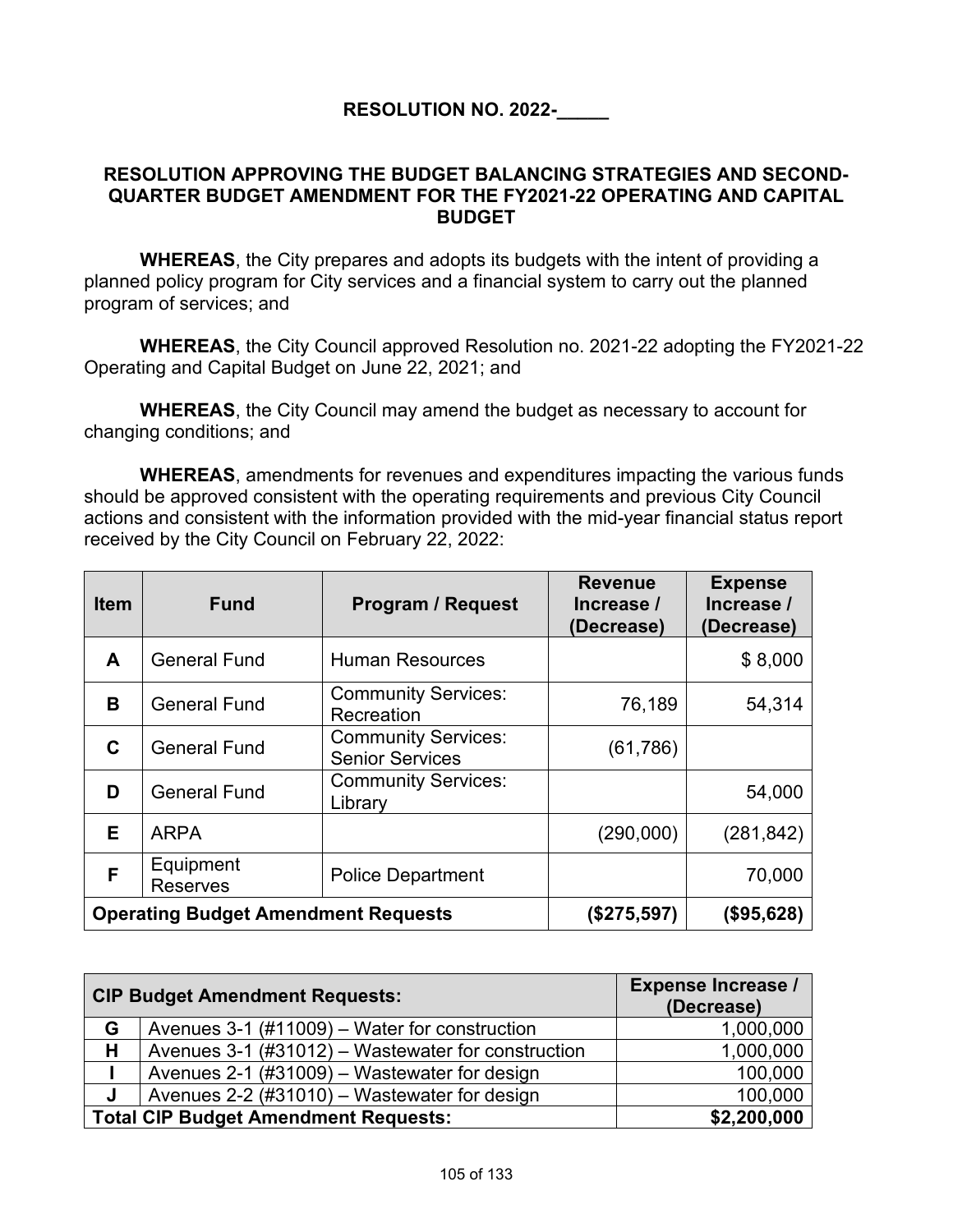## RESOLUTION NO. 2022-_____

### RESOLUTION APPROVING THE BUDGET BALANCING STRATEGIES AND SECOND-QUARTER BUDGET AMENDMENT FOR THE FY2021-22 OPERATING AND CAPITAL BUDGET

**WHEREAS**, the City prepares and adopts its budgets with the intent of providing a planned policy program for City services and a financial system to carry out the planned program of services; and

**WHEREAS**, the City Council approved Resolution no. 2021-22 adopting the FY2021-22 Operating and Capital Budget on June 22, 2021; and

**WHEREAS**, the City Council may amend the budget as necessary to account for changing conditions; and

**WHEREAS**, amendments for revenues and expenditures impacting the various funds should be approved consistent with the operating requirements and previous City Council actions and consistent with the information provided with the mid-year financial status report received by the City Council on February 22, 2022:

| Item | Fund | Program / Request | Revenue Increase / (Decrease) | Expense Increase / (Decrease) |
|---|---|---|---|---|
| **A** | General Fund | Human Resources | | $ 8,000 |
| **B** | General Fund | Community Services: Recreation | 76,189 | 54,314 |
| **C** | General Fund | Community Services: Senior Services | (61,786) | |
| **D** | General Fund | Community Services: Library | | 54,000 |
| **E** | ARPA | | (290,000) | (281,842) |
| **F** | Equipment Reserves | Police Department | | 70,000 |
| **Operating Budget Amendment Requests** | | | **($275,597)** | **($95,628)** |

| **CIP Budget Amendment Requests:** | | **Expense Increase / (Decrease)** |
|---|---|---|
| **G** | Avenues 3-1 (#11009) – Water for construction | 1,000,000 |
| **H** | Avenues 3-1 (#31012) – Wastewater for construction | 1,000,000 |
| **I** | Avenues 2-1 (#31009) – Wastewater for design | 100,000 |
| **J** | Avenues 2-2 (#31010) – Wastewater for design | 100,000 |
| **Total CIP Budget Amendment Requests:** | | **$2,200,000** |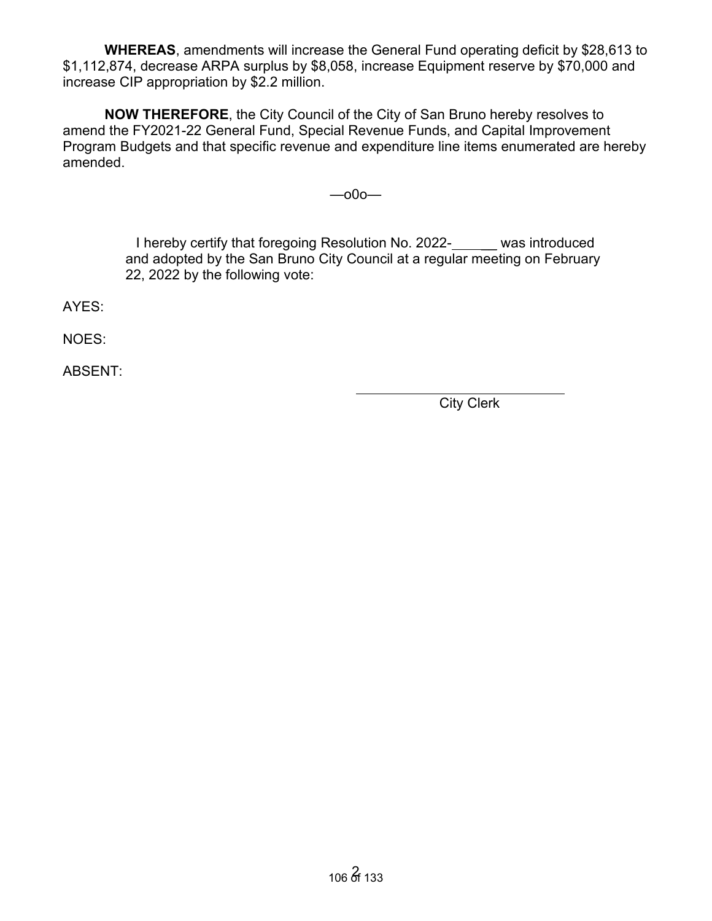**WHEREAS**, amendments will increase the General Fund operating deficit by $28,613 to $1,112,874, decrease ARPA surplus by $8,058, increase Equipment reserve by $70,000 and increase CIP appropriation by $2.2 million.

**NOW THEREFORE**, the City Council of the City of San Bruno hereby resolves to amend the FY2021-22 General Fund, Special Revenue Funds, and Capital Improvement Program Budgets and that specific revenue and expenditure line items enumerated are hereby amended.

—o0o—

I hereby certify that foregoing Resolution No. 2022-\_\_\_\_\_\_ was introduced and adopted by the San Bruno City Council at a regular meeting on February 22, 2022 by the following vote:

AYES:

NOES:

ABSENT:

\_\_\_\_\_\_\_\_\_\_\_\_\_\_\_\_\_\_\_\_\_\_\_\_\_\_\_\_\_\_

City Clerk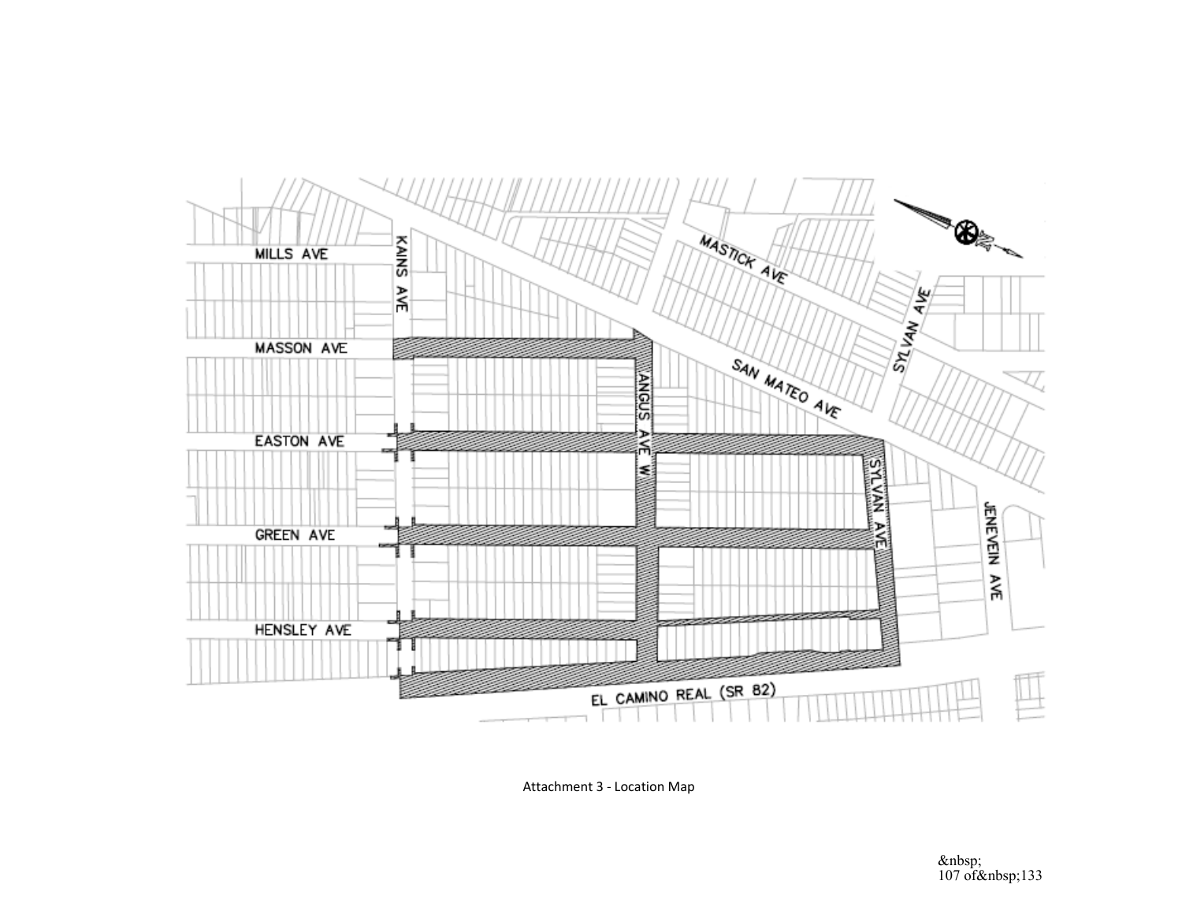Attachment 3 - Location Map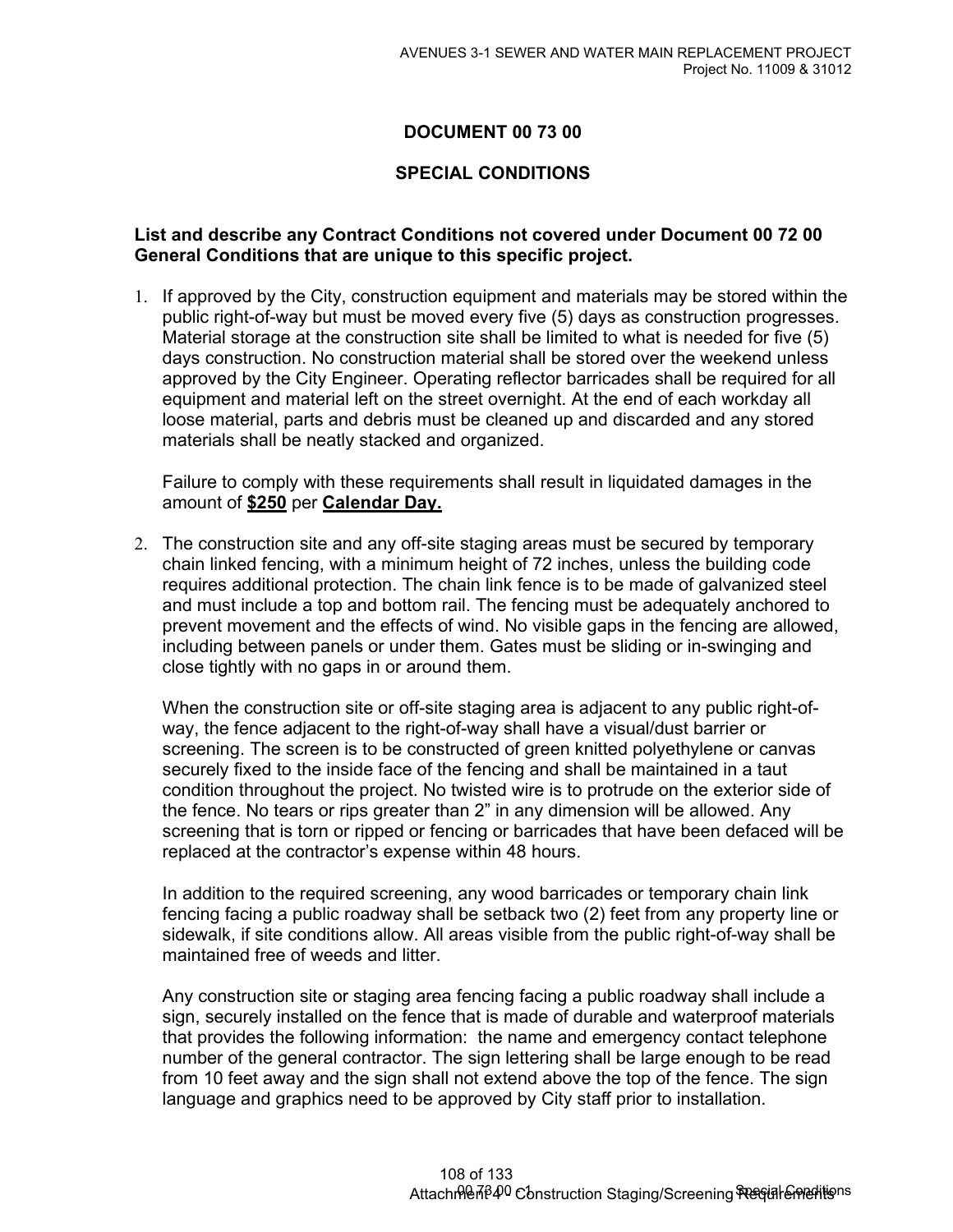# DOCUMENT 00 73 00

## SPECIAL CONDITIONS

**List and describe any Contract Conditions not covered under Document 00 72 00 General Conditions that are unique to this specific project.**

1. If approved by the City, construction equipment and materials may be stored within the public right-of-way but must be moved every five (5) days as construction progresses. Material storage at the construction site shall be limited to what is needed for five (5) days construction. No construction material shall be stored over the weekend unless approved by the City Engineer. Operating reflector barricades shall be required for all equipment and material left on the street overnight. At the end of each workday all loose material, parts and debris must be cleaned up and discarded and any stored materials shall be neatly stacked and organized.

   Failure to comply with these requirements shall result in liquidated damages in the amount of **$250** per **Calendar Day.**

2. The construction site and any off-site staging areas must be secured by temporary chain linked fencing, with a minimum height of 72 inches, unless the building code requires additional protection. The chain link fence is to be made of galvanized steel and must include a top and bottom rail. The fencing must be adequately anchored to prevent movement and the effects of wind. No visible gaps in the fencing are allowed, including between panels or under them. Gates must be sliding or in-swinging and close tightly with no gaps in or around them.

   When the construction site or off-site staging area is adjacent to any public right-of-way, the fence adjacent to the right-of-way shall have a visual/dust barrier or screening. The screen is to be constructed of green knitted polyethylene or canvas securely fixed to the inside face of the fencing and shall be maintained in a taut condition throughout the project. No twisted wire is to protrude on the exterior side of the fence. No tears or rips greater than 2" in any dimension will be allowed. Any screening that is torn or ripped or fencing or barricades that have been defaced will be replaced at the contractor's expense within 48 hours.

   In addition to the required screening, any wood barricades or temporary chain link fencing facing a public roadway shall be setback two (2) feet from any property line or sidewalk, if site conditions allow. All areas visible from the public right-of-way shall be maintained free of weeds and litter.

   Any construction site or staging area fencing facing a public roadway shall include a sign, securely installed on the fence that is made of durable and waterproof materials that provides the following information: the name and emergency contact telephone number of the general contractor. The sign lettering shall be large enough to be read from 10 feet away and the sign shall not extend above the top of the fence. The sign language and graphics need to be approved by City staff prior to installation.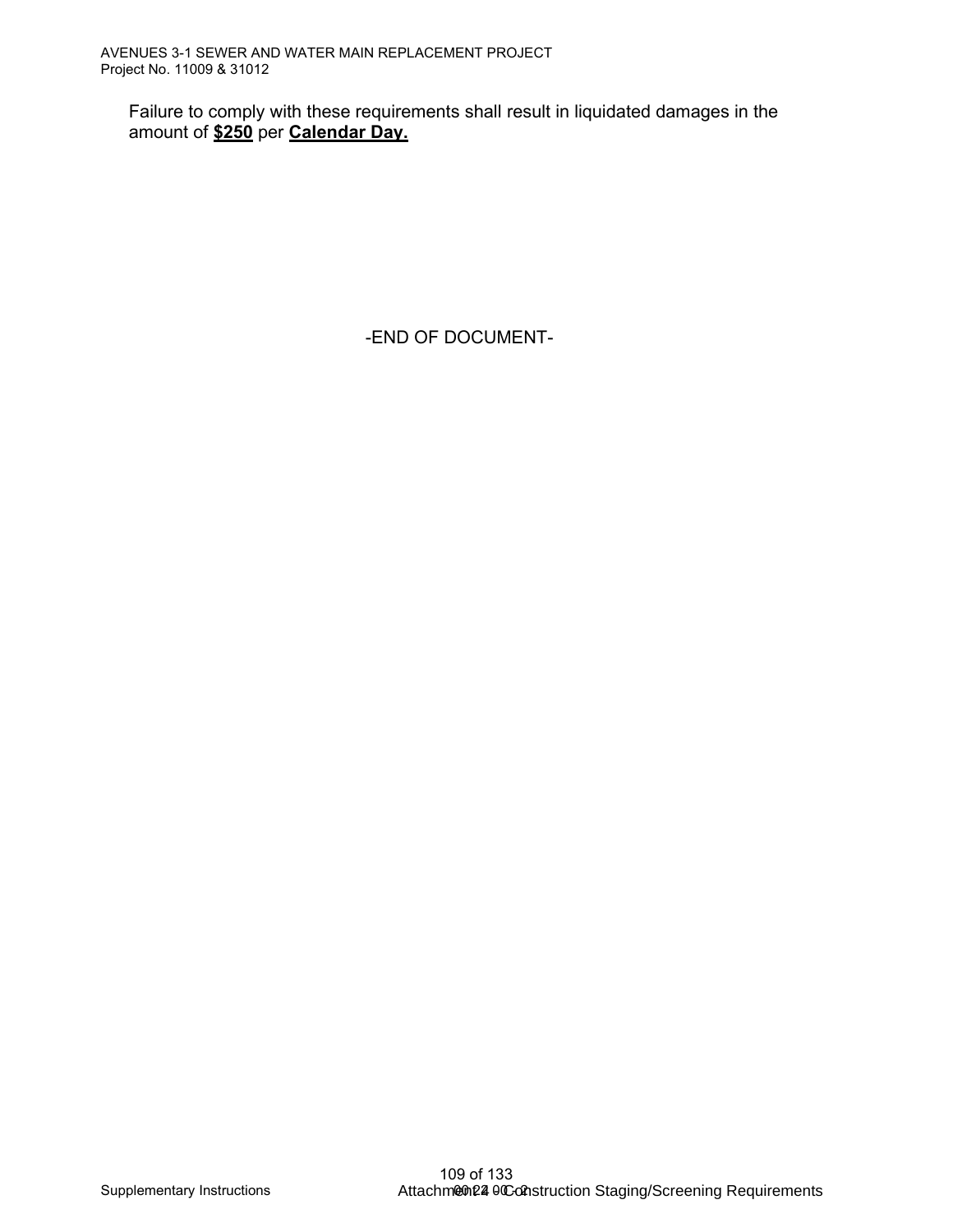Failure to comply with these requirements shall result in liquidated damages in the amount of **$250** per **Calendar Day.**

-END OF DOCUMENT-